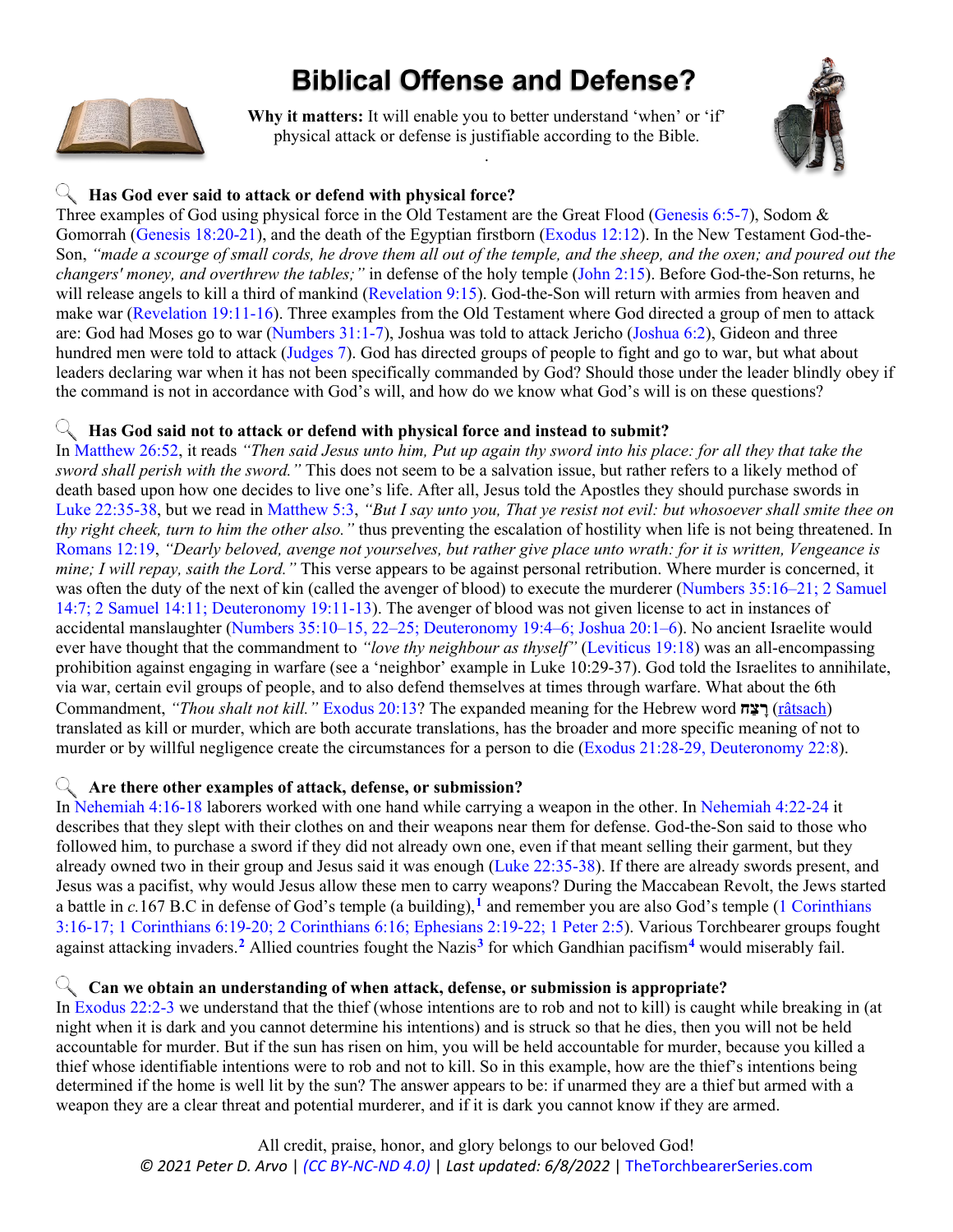# Biblical Offense and Defense?

**Why it matters:** It will enable you to better understand 'when' or 'if' physical attack or defense is justifiable according to the Bible.

### Has God ever said to attack or defend with physical force?

Three examples of God using physical force in the Old Testament are the Great Flood (Genesis 6:5-7), Sodom & Gomorrah (Genesis 18:20-21), and the death of the Egyptian firstborn (Exodus 12:12). In the New Testament God-the-Son, *"made a scourge of small cords, he drove them all out of the temple, and the sheep, and the oxen; and poured out the changers' money, and overthrew the tables;"* in defense of the holy temple (John 2:15). Before God-the-Son returns, he will release angels to kill a third of mankind (Revelation 9:15). God-the-Son will return with armies from heaven and make war (Revelation 19:11-16). Three examples from the Old Testament where God directed a group of men to attack are: God had Moses go to war (Numbers 31:1-7), Joshua was told to attack Jericho (Joshua 6:2), Gideon and three hundred men were told to attack (Judges 7). God has directed groups of people to fight and go to war, but what about leaders declaring war when it has not been specifically commanded by God? Should those under the leader blindly obey if the command is not in accordance with God's will, and how do we know what God's will is on these questions?

### Has God said not to attack or defend with physical force and instead to submit?

In Matthew 26:52, it reads *"Then said Jesus unto him, Put up again thy sword into his place: for all they that take the sword shall perish with the sword."* This does not seem to be a salvation issue, but rather refers to a likely method of death based upon how one decides to live one's life. After all, Jesus told the Apostles they should purchase swords in Luke 22:35-38, but we read in Matthew 5:3, *"But I say unto you, That ye resist not evil: but whosoever shall smite thee on thy right cheek, turn to him the other also."* thus preventing the escalation of hostility when life is not being threatened. In Romans 12:19, *"Dearly beloved, avenge not yourselves, but rather give place unto wrath: for it is written, Vengeance is mine; I will repay, saith the Lord."* This verse appears to be against personal retribution. Where murder is concerned, it was often the duty of the next of kin (called the avenger of blood) to execute the murderer (Numbers 35:16–21; 2 Samuel 14:7; 2 Samuel 14:11; Deuteronomy 19:11-13). The avenger of blood was not given license to act in instances of accidental manslaughter (Numbers 35:10–15, 22–25; Deuteronomy 19:4–6; Joshua 20:1–6). No ancient Israelite would ever have thought that the commandment to *"love thy neighbour as thyself"* (Leviticus 19:18) was an all-encompassing prohibition against engaging in warfare (see a 'neighbor' example in Luke 10:29-37). God told the Israelites to annihilate, via war, certain evil groups of people, and to also defend themselves at times through warfare. What about the 6th Commandment, *"Thou shalt not kill."* Exodus 20:13? The expanded meaning for the Hebrew word רָצַח (râtsach) translated as kill or murder, which are both accurate translations, has the broader and more specific meaning of not to murder or by willful negligence create the circumstances for a person to die (Exodus 21:28-29, Deuteronomy 22:8).

### Are there other examples of attack, defense, or submission?

In Nehemiah 4:16-18 laborers worked with one hand while carrying a weapon in the other. In Nehemiah 4:22-24 it describes that they slept with their clothes on and their weapons near them for defense. God-the-Son said to those who followed him, to purchase a sword if they did not already own one, even if that meant selling their garment, but they already owned two in their group and Jesus said it was enough (Luke 22:35-38). If there are already swords present, and Jesus was a pacifist, why would Jesus allow these men to carry weapons? During the Maccabean Revolt, the Jews started a battle in *c.*167 B.C in defense of God's temple (a building),[1] and remember you are also God's temple (1 Corinthians 3:16-17; 1 Corinthians 6:19-20; 2 Corinthians 6:16; Ephesians 2:19-22; 1 Peter 2:5). Various Torchbearer groups fought against attacking invaders.[2] Allied countries fought the Nazis[3] for which Gandhian pacifism[4] would miserably fail.

### Can we obtain an understanding of when attack, defense, or submission is appropriate?

In Exodus 22:2-3 we understand that the thief (whose intentions are to rob and not to kill) is caught while breaking in (at night when it is dark and you cannot determine his intentions) and is struck so that he dies, then you will not be held accountable for murder. But if the sun has risen on him, you will be held accountable for murder, because you killed a thief whose identifiable intentions were to rob and not to kill. So in this example, how are the thief's intentions being determined if the home is well lit by the sun? The answer appears to be: if unarmed they are a thief but armed with a weapon they are a clear threat and potential murderer, and if it is dark you cannot know if they are armed.

All credit, praise, honor, and glory belongs to our beloved God!

*© 2021 Peter D. Arvo | (CC BY-NC-ND 4.0) | Last updated: 6/8/2022 |* TheTorchbearerSeries.com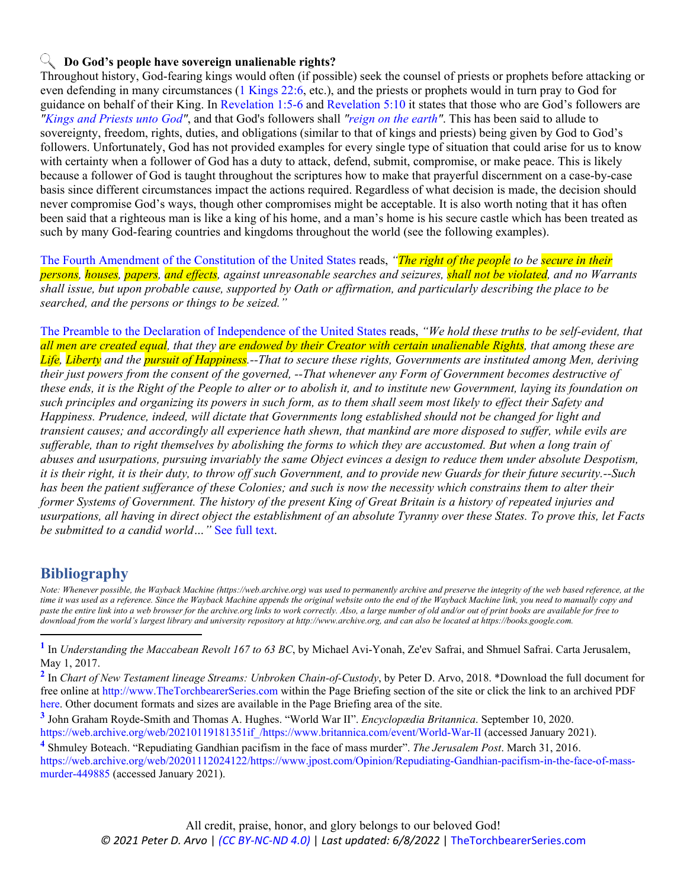**Do God's people have sovereign unalienable rights?**

Throughout history, God-fearing kings would often (if possible) seek the counsel of priests or prophets before attacking or even defending in many circumstances (1 Kings 22:6, etc.), and the priests or prophets would in turn pray to God for guidance on behalf of their King. In Revelation 1:5-6 and Revelation 5:10 it states that those who are God's followers are *"Kings and Priests unto God"*, and that God's followers shall *"reign on the earth"*. This has been said to allude to sovereignty, freedom, rights, duties, and obligations (similar to that of kings and priests) being given by God to God's followers. Unfortunately, God has not provided examples for every single type of situation that could arise for us to know with certainty when a follower of God has a duty to attack, defend, submit, compromise, or make peace. This is likely because a follower of God is taught throughout the scriptures how to make that prayerful discernment on a case-by-case basis since different circumstances impact the actions required. Regardless of what decision is made, the decision should never compromise God's ways, though other compromises might be acceptable. It is also worth noting that it has often been said that a righteous man is like a king of his home, and a man's home is his secure castle which has been treated as such by many God-fearing countries and kingdoms throughout the world (see the following examples).

The Fourth Amendment of the Constitution of the United States reads, *"The right of the people to be secure in their persons, houses, papers, and effects, against unreasonable searches and seizures, shall not be violated, and no Warrants shall issue, but upon probable cause, supported by Oath or affirmation, and particularly describing the place to be searched, and the persons or things to be seized."*

The Preamble to the Declaration of Independence of the United States reads, *"We hold these truths to be self-evident, that all men are created equal, that they are endowed by their Creator with certain unalienable Rights, that among these are Life, Liberty and the pursuit of Happiness.--That to secure these rights, Governments are instituted among Men, deriving their just powers from the consent of the governed, --That whenever any Form of Government becomes destructive of these ends, it is the Right of the People to alter or to abolish it, and to institute new Government, laying its foundation on such principles and organizing its powers in such form, as to them shall seem most likely to effect their Safety and Happiness. Prudence, indeed, will dictate that Governments long established should not be changed for light and transient causes; and accordingly all experience hath shewn, that mankind are more disposed to suffer, while evils are sufferable, than to right themselves by abolishing the forms to which they are accustomed. But when a long train of abuses and usurpations, pursuing invariably the same Object evinces a design to reduce them under absolute Despotism, it is their right, it is their duty, to throw off such Government, and to provide new Guards for their future security.--Such has been the patient sufferance of these Colonies; and such is now the necessity which constrains them to alter their former Systems of Government. The history of the present King of Great Britain is a history of repeated injuries and usurpations, all having in direct object the establishment of an absolute Tyranny over these States. To prove this, let Facts be submitted to a candid world…"* See full text.

## Bibliography

*Note: Whenever possible, the Wayback Machine (https://web.archive.org) was used to permanently archive and preserve the integrity of the web based reference, at the time it was used as a reference. Since the Wayback Machine appends the original website onto the end of the Wayback Machine link, you need to manually copy and paste the entire link into a web browser for the archive.org links to work correctly. Also, a large number of old and/or out of print books are available for free to download from the world's largest library and university repository at http://www.archive.org, and can also be located at https://books.google.com.*

---

[1] In *Understanding the Maccabean Revolt 167 to 63 BC*, by Michael Avi-Yonah, Ze'ev Safrai, and Shmuel Safrai. Carta Jerusalem, May 1, 2017.

[2] In *Chart of New Testament lineage Streams: Unbroken Chain-of-Custody*, by Peter D. Arvo, 2018. *Download the full document for free online at http://www.TheTorchbearerSeries.com within the Page Briefing section of the site or click the link to an archived PDF here. Other document formats and sizes are available in the Page Briefing area of the site.

[3] John Graham Royde-Smith and Thomas A. Hughes. "World War II". *Encyclopædia Britannica*. September 10, 2020. https://web.archive.org/web/20210119181351if_/https://www.britannica.com/event/World-War-II (accessed January 2021).

[4] Shmuley Boteach. "Repudiating Gandhian pacifism in the face of mass murder". *The Jerusalem Post*. March 31, 2016. https://web.archive.org/web/20201112024122/https://www.jpost.com/Opinion/Repudiating-Gandhian-pacifism-in-the-face-of-mass-murder-449885 (accessed January 2021).

All credit, praise, honor, and glory belongs to our beloved God!

*© 2021 Peter D. Arvo | (CC BY-NC-ND 4.0) | Last updated: 6/8/2022 |* TheTorchbearerSeries.com